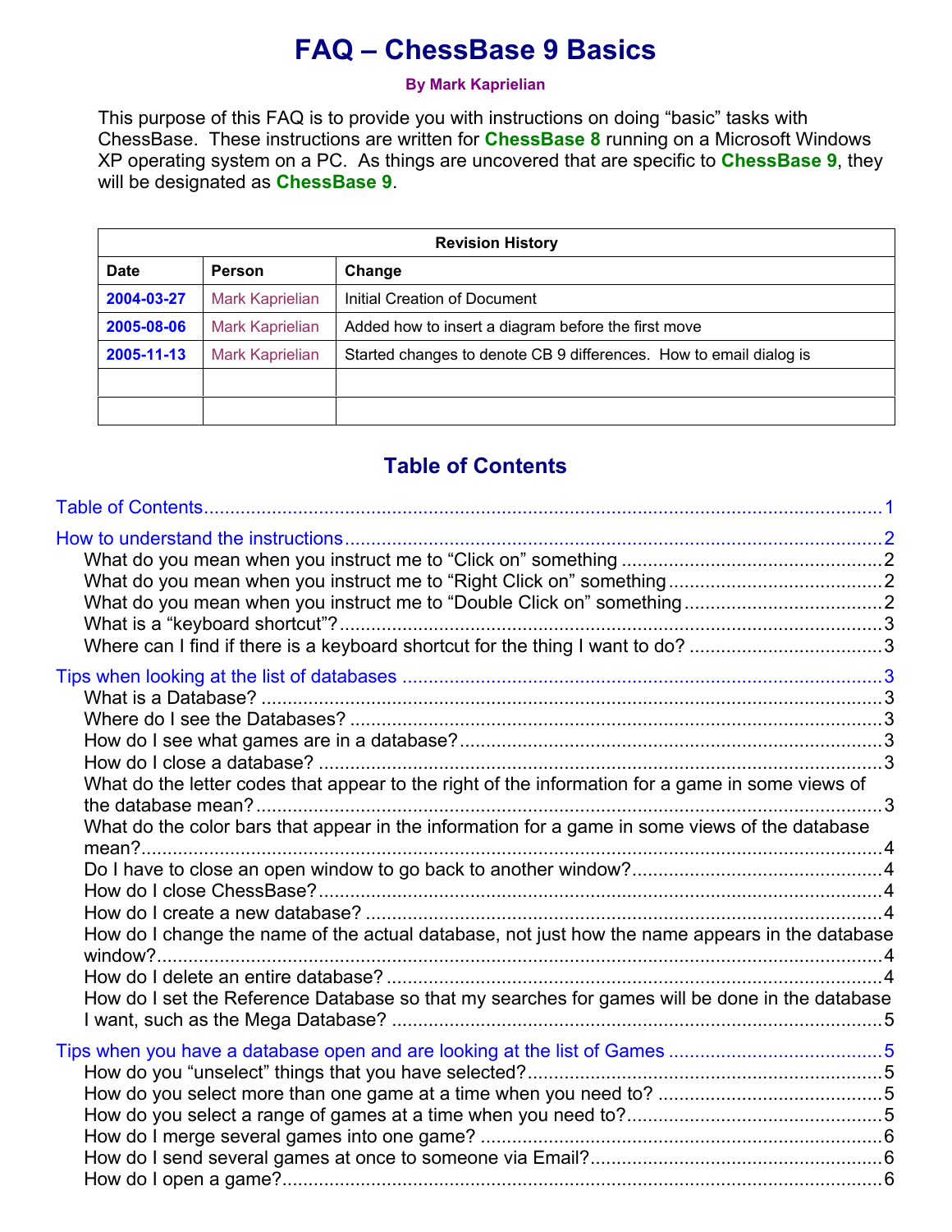# FAQ – ChessBase 9 Basics

**By Mark Kaprielian**

This purpose of this FAQ is to provide you with instructions on doing "basic" tasks with ChessBase. These instructions are written for **ChessBase 8** running on a Microsoft Windows XP operating system on a PC. As things are uncovered that are specific to **ChessBase 9**, they will be designated as **ChessBase 9**.

| Revision History | | |
|---|---|---|
| **Date** | **Person** | **Change** |
| **2004-03-27** | Mark Kaprielian | Initial Creation of Document |
| **2005-08-06** | Mark Kaprielian | Added how to insert a diagram before the first move |
| **2005-11-13** | Mark Kaprielian | Started changes to denote CB 9 differences. How to email dialog is |
| | | |
| | | |

## Table of Contents

Table of Contents....................................................................................1

How to understand the instructions....................................................................................2
- What do you mean when you instruct me to "Click on" something ....................................................................................2
- What do you mean when you instruct me to "Right Click on" something....................................................................................2
- What do you mean when you instruct me to "Double Click on" something....................................................................................2
- What is a "keyboard shortcut"?....................................................................................3
- Where can I find if there is a keyboard shortcut for the thing I want to do? ....................................................................................3

Tips when looking at the list of databases ....................................................................................3
- What is a Database? ....................................................................................3
- Where do I see the Databases? ....................................................................................3
- How do I see what games are in a database?....................................................................................3
- How do I close a database? ....................................................................................3
- What do the letter codes that appear to the right of the information for a game in some views of the database mean?....................................................................................3
- What do the color bars that appear in the information for a game in some views of the database mean?....................................................................................4
- Do I have to close an open window to go back to another window?....................................................................................4
- How do I close ChessBase?....................................................................................4
- How do I create a new database? ....................................................................................4
- How do I change the name of the actual database, not just how the name appears in the database window?....................................................................................4
- How do I delete an entire database? ....................................................................................4
- How do I set the Reference Database so that my searches for games will be done in the database I want, such as the Mega Database? ....................................................................................5

Tips when you have a database open and are looking at the list of Games ....................................................................................5
- How do you "unselect" things that you have selected?....................................................................................5
- How do you select more than one game at a time when you need to? ....................................................................................5
- How do you select a range of games at a time when you need to?....................................................................................5
- How do I merge several games into one game? ....................................................................................6
- How do I send several games at once to someone via Email?....................................................................................6
- How do I open a game?....................................................................................6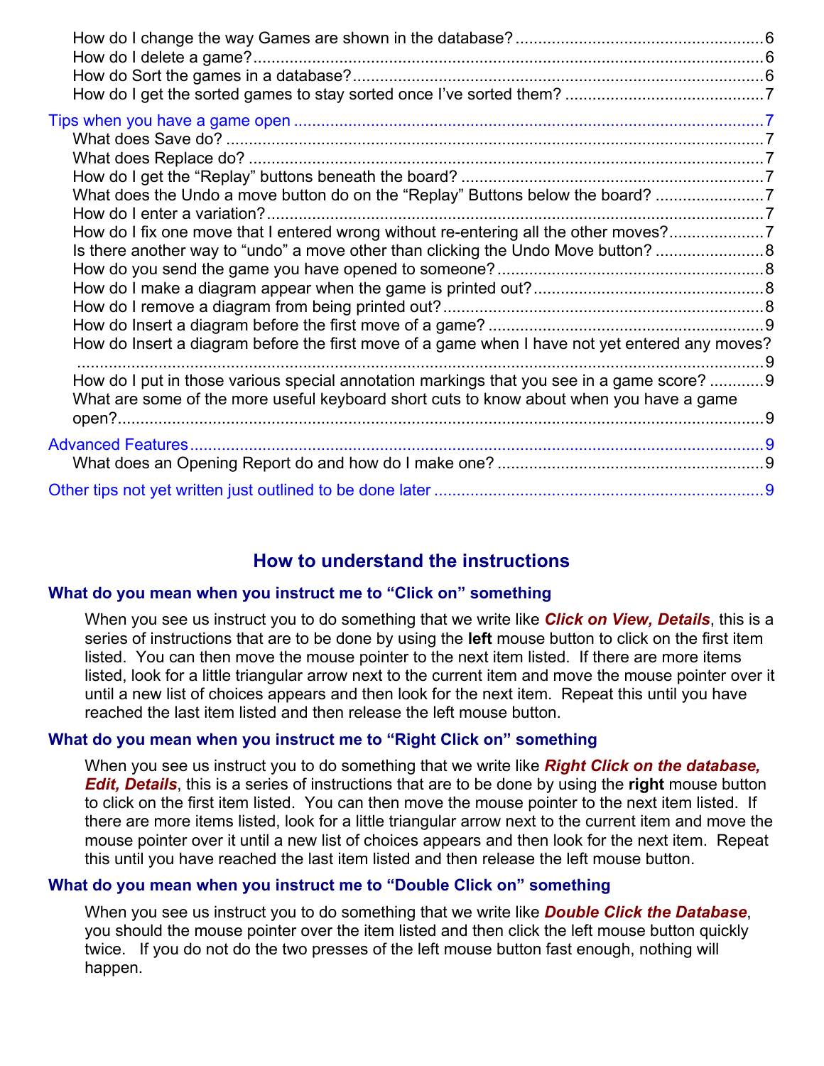How do I change the way Games are shown in the database? ... 6
How do I delete a game? ... 6
How do Sort the games in a database? ... 6
How do I get the sorted games to stay sorted once I've sorted them? ... 7

Tips when you have a game open ... 7
What does Save do? ... 7
What does Replace do? ... 7
How do I get the "Replay" buttons beneath the board? ... 7
What does the Undo a move button do on the "Replay" Buttons below the board? ... 7
How do I enter a variation? ... 7
How do I fix one move that I entered wrong without re-entering all the other moves? ... 7
Is there another way to "undo" a move other than clicking the Undo Move button? ... 8
How do you send the game you have opened to someone? ... 8
How do I make a diagram appear when the game is printed out? ... 8
How do I remove a diagram from being printed out? ... 8
How do Insert a diagram before the first move of a game? ... 9
How do Insert a diagram before the first move of a game when I have not yet entered any moves? ... 9
How do I put in those various special annotation markings that you see in a game score? ... 9
What are some of the more useful keyboard short cuts to know about when you have a game open? ... 9

Advanced Features ... 9
What does an Opening Report do and how do I make one? ... 9

Other tips not yet written just outlined to be done later ... 9

## How to understand the instructions

### What do you mean when you instruct me to "Click on" something

When you see us instruct you to do something that we write like ***Click on View, Details***, this is a series of instructions that are to be done by using the **left** mouse button to click on the first item listed. You can then move the mouse pointer to the next item listed. If there are more items listed, look for a little triangular arrow next to the current item and move the mouse pointer over it until a new list of choices appears and then look for the next item. Repeat this until you have reached the last item listed and then release the left mouse button.

### What do you mean when you instruct me to "Right Click on" something

When you see us instruct you to do something that we write like ***Right Click on the database, Edit, Details***, this is a series of instructions that are to be done by using the **right** mouse button to click on the first item listed. You can then move the mouse pointer to the next item listed. If there are more items listed, look for a little triangular arrow next to the current item and move the mouse pointer over it until a new list of choices appears and then look for the next item. Repeat this until you have reached the last item listed and then release the left mouse button.

### What do you mean when you instruct me to "Double Click on" something

When you see us instruct you to do something that we write like ***Double Click the Database***, you should the mouse pointer over the item listed and then click the left mouse button quickly twice. If you do not do the two presses of the left mouse button fast enough, nothing will happen.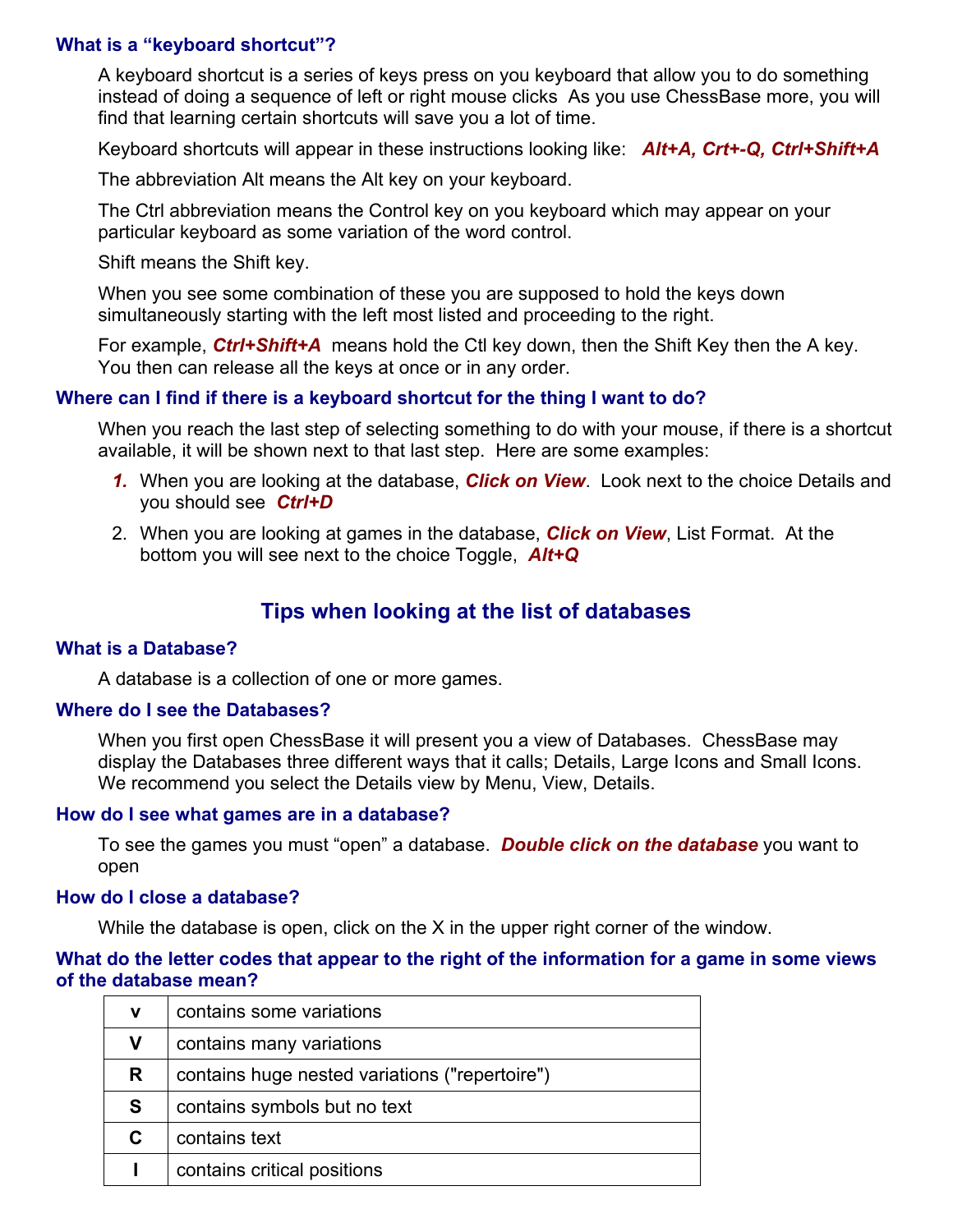### What is a "keyboard shortcut"?

A keyboard shortcut is a series of keys press on you keyboard that allow you to do something instead of doing a sequence of left or right mouse clicks  As you use ChessBase more, you will find that learning certain shortcuts will save you a lot of time.

Keyboard shortcuts will appear in these instructions looking like:   ***Alt+A, Crt+-Q, Ctrl+Shift+A***

The abbreviation Alt means the Alt key on your keyboard.

The Ctrl abbreviation means the Control key on you keyboard which may appear on your particular keyboard as some variation of the word control.

Shift means the Shift key.

When you see some combination of these you are supposed to hold the keys down simultaneously starting with the left most listed and proceeding to the right.

For example, ***Ctrl+Shift+A*** means hold the Ctl key down, then the Shift Key then the A key. You then can release all the keys at once or in any order.

### Where can I find if there is a keyboard shortcut for the thing I want to do?

When you reach the last step of selecting something to do with your mouse, if there is a shortcut available, it will be shown next to that last step.  Here are some examples:

1. When you are looking at the database, ***Click on View***.  Look next to the choice Details and you should see ***Ctrl+D***
2. When you are looking at games in the database, ***Click on View***, List Format.  At the bottom you will see next to the choice Toggle, ***Alt+Q***

## Tips when looking at the list of databases

### What is a Database?

A database is a collection of one or more games.

### Where do I see the Databases?

When you first open ChessBase it will present you a view of Databases.  ChessBase may display the Databases three different ways that it calls; Details, Large Icons and Small Icons. We recommend you select the Details view by Menu, View, Details.

### How do I see what games are in a database?

To see the games you must "open" a database.  ***Double click on the database*** you want to open

### How do I close a database?

While the database is open, click on the X in the upper right corner of the window.

### What do the letter codes that appear to the right of the information for a game in some views of the database mean?

| Code | Meaning |
|---|---|
| **v** | contains some variations |
| **V** | contains many variations |
| **R** | contains huge nested variations ("repertoire") |
| **S** | contains symbols but no text |
| **C** | contains text |
| **I** | contains critical positions |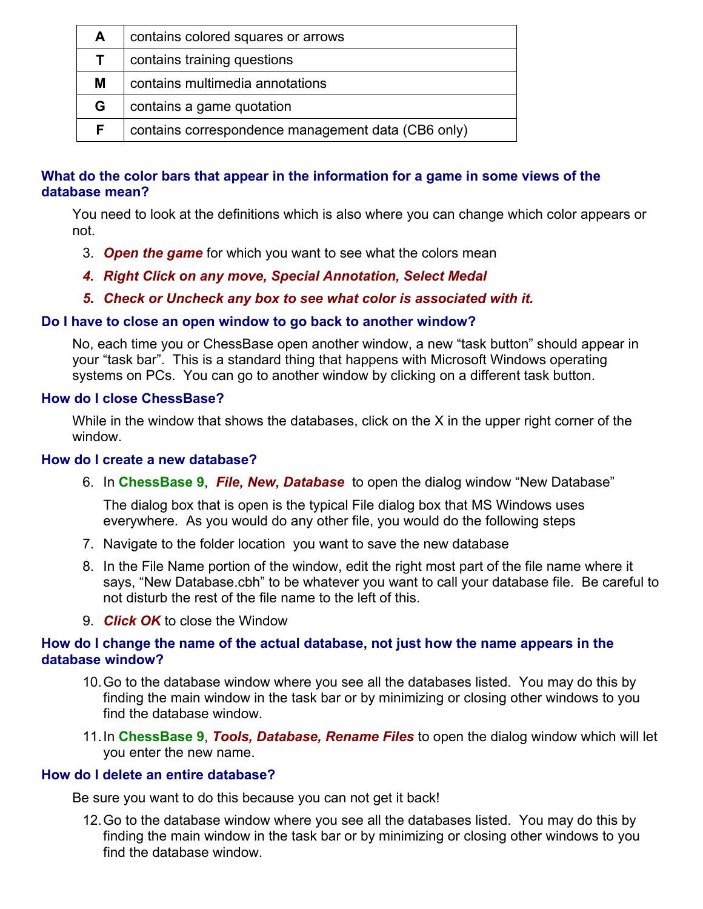| A | contains colored squares or arrows |
|---|---|
| T | contains training questions |
| M | contains multimedia annotations |
| G | contains a game quotation |
| F | contains correspondence management data (CB6 only) |

### What do the color bars that appear in the information for a game in some views of the database mean?

You need to look at the definitions which is also where you can change which color appears or not.

3. ***Open the game*** for which you want to see what the colors mean
4. ***Right Click on any move, Special Annotation, Select Medal***
5. ***Check or Uncheck any box to see what color is associated with it.***

### Do I have to close an open window to go back to another window?

No, each time you or ChessBase open another window, a new "task button" should appear in your "task bar". This is a standard thing that happens with Microsoft Windows operating systems on PCs. You can go to another window by clicking on a different task button.

### How do I close ChessBase?

While in the window that shows the databases, click on the X in the upper right corner of the window.

### How do I create a new database?

6. In **ChessBase 9**, ***File, New, Database*** to open the dialog window "New Database"

   The dialog box that is open is the typical File dialog box that MS Windows uses everywhere. As you would do any other file, you would do the following steps

7. Navigate to the folder location you want to save the new database
8. In the File Name portion of the window, edit the right most part of the file name where it says, "New Database.cbh" to be whatever you want to call your database file. Be careful to not disturb the rest of the file name to the left of this.
9. ***Click OK*** to close the Window

### How do I change the name of the actual database, not just how the name appears in the database window?

10. Go to the database window where you see all the databases listed. You may do this by finding the main window in the task bar or by minimizing or closing other windows to you find the database window.
11. In **ChessBase 9**, ***Tools, Database, Rename Files*** to open the dialog window which will let you enter the new name.

### How do I delete an entire database?

Be sure you want to do this because you can not get it back!

12. Go to the database window where you see all the databases listed. You may do this by finding the main window in the task bar or by minimizing or closing other windows to you find the database window.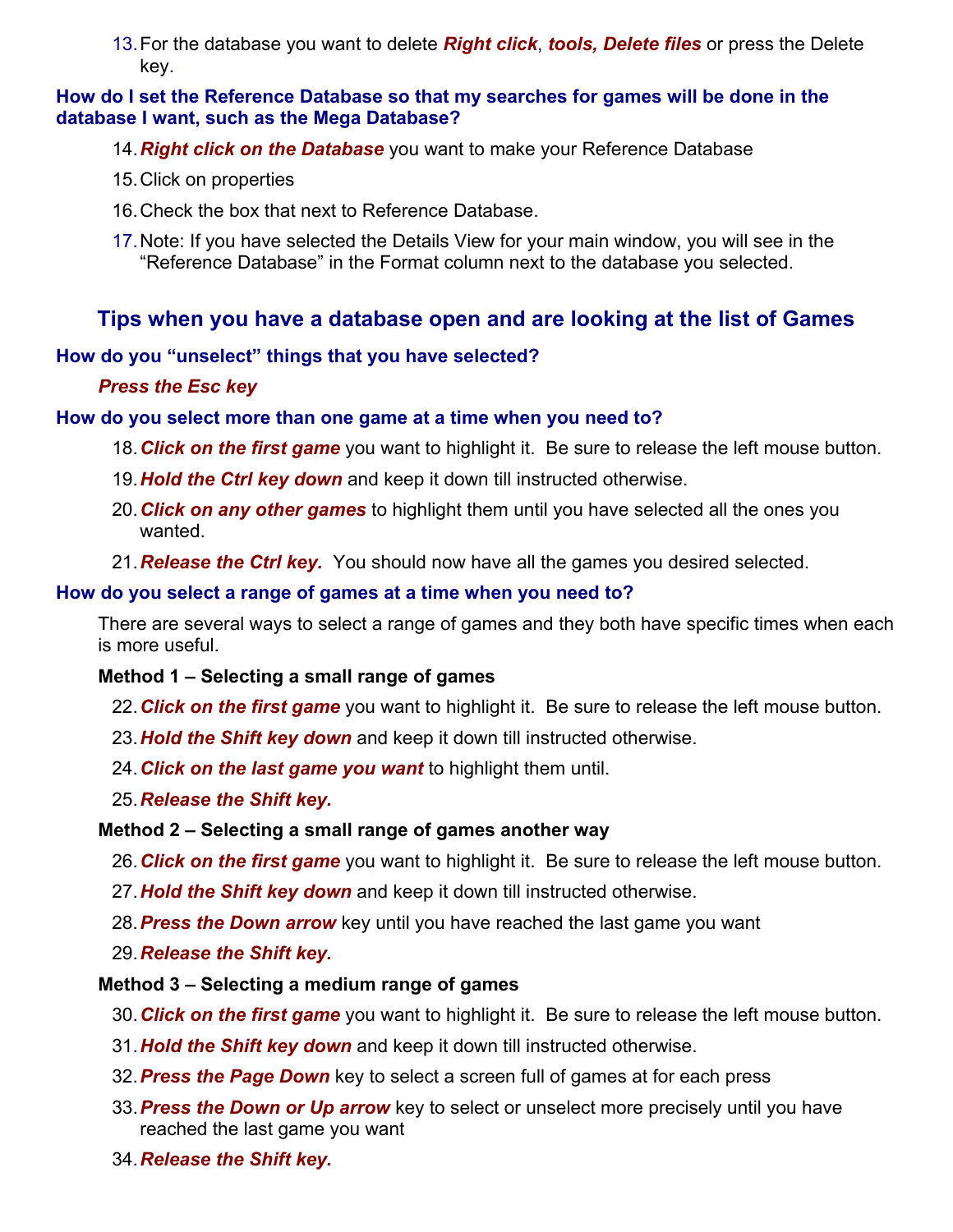13. For the database you want to delete ***Right click***, ***tools, Delete files*** or press the Delete key.

**How do I set the Reference Database so that my searches for games will be done in the database I want, such as the Mega Database?**

14. ***Right click on the Database*** you want to make your Reference Database
15. Click on properties
16. Check the box that next to Reference Database.
17. Note: If you have selected the Details View for your main window, you will see in the "Reference Database" in the Format column next to the database you selected.

## Tips when you have a database open and are looking at the list of Games

**How do you "unselect" things that you have selected?**

***Press the Esc key***

**How do you select more than one game at a time when you need to?**

18. ***Click on the first game*** you want to highlight it. Be sure to release the left mouse button.
19. ***Hold the Ctrl key down*** and keep it down till instructed otherwise.
20. ***Click on any other games*** to highlight them until you have selected all the ones you wanted.
21. ***Release the Ctrl key.*** You should now have all the games you desired selected.

**How do you select a range of games at a time when you need to?**

There are several ways to select a range of games and they both have specific times when each is more useful.

**Method 1 – Selecting a small range of games**

22. ***Click on the first game*** you want to highlight it. Be sure to release the left mouse button.
23. ***Hold the Shift key down*** and keep it down till instructed otherwise.
24. ***Click on the last game you want*** to highlight them until.
25. ***Release the Shift key.***

**Method 2 – Selecting a small range of games another way**

26. ***Click on the first game*** you want to highlight it. Be sure to release the left mouse button.
27. ***Hold the Shift key down*** and keep it down till instructed otherwise.
28. ***Press the Down arrow*** key until you have reached the last game you want
29. ***Release the Shift key.***

**Method 3 – Selecting a medium range of games**

30. ***Click on the first game*** you want to highlight it. Be sure to release the left mouse button.
31. ***Hold the Shift key down*** and keep it down till instructed otherwise.
32. ***Press the Page Down*** key to select a screen full of games at for each press
33. ***Press the Down or Up arrow*** key to select or unselect more precisely until you have reached the last game you want
34. ***Release the Shift key.***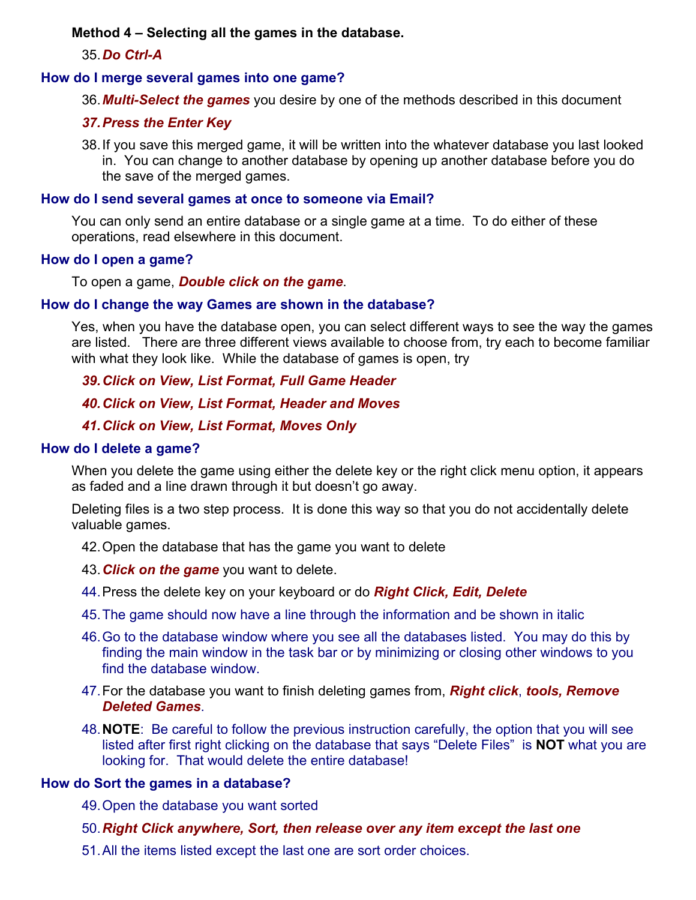**Method 4 – Selecting all the games in the database.**

35. ***Do Ctrl-A***

### How do I merge several games into one game?

36. ***Multi-Select the games*** you desire by one of the methods described in this document
37. ***Press the Enter Key***
38. If you save this merged game, it will be written into the whatever database you last looked in. You can change to another database by opening up another database before you do the save of the merged games.

### How do I send several games at once to someone via Email?

You can only send an entire database or a single game at a time. To do either of these operations, read elsewhere in this document.

### How do I open a game?

To open a game, ***Double click on the game***.

### How do I change the way Games are shown in the database?

Yes, when you have the database open, you can select different ways to see the way the games are listed. There are three different views available to choose from, try each to become familiar with what they look like. While the database of games is open, try

39. ***Click on View, List Format, Full Game Header***
40. ***Click on View, List Format, Header and Moves***
41. ***Click on View, List Format, Moves Only***

### How do I delete a game?

When you delete the game using either the delete key or the right click menu option, it appears as faded and a line drawn through it but doesn't go away.

Deleting files is a two step process. It is done this way so that you do not accidentally delete valuable games.

42. Open the database that has the game you want to delete
43. ***Click on the game*** you want to delete.
44. Press the delete key on your keyboard or do ***Right Click, Edit, Delete***
45. The game should now have a line through the information and be shown in italic
46. Go to the database window where you see all the databases listed. You may do this by finding the main window in the task bar or by minimizing or closing other windows to you find the database window.
47. For the database you want to finish deleting games from, ***Right click***, ***tools, Remove Deleted Games***.
48. **NOTE**: Be careful to follow the previous instruction carefully, the option that you will see listed after first right clicking on the database that says "Delete Files" is **NOT** what you are looking for. That would delete the entire database!

### How do Sort the games in a database?

49. Open the database you want sorted
50. ***Right Click anywhere, Sort, then release over any item except the last one***
51. All the items listed except the last one are sort order choices.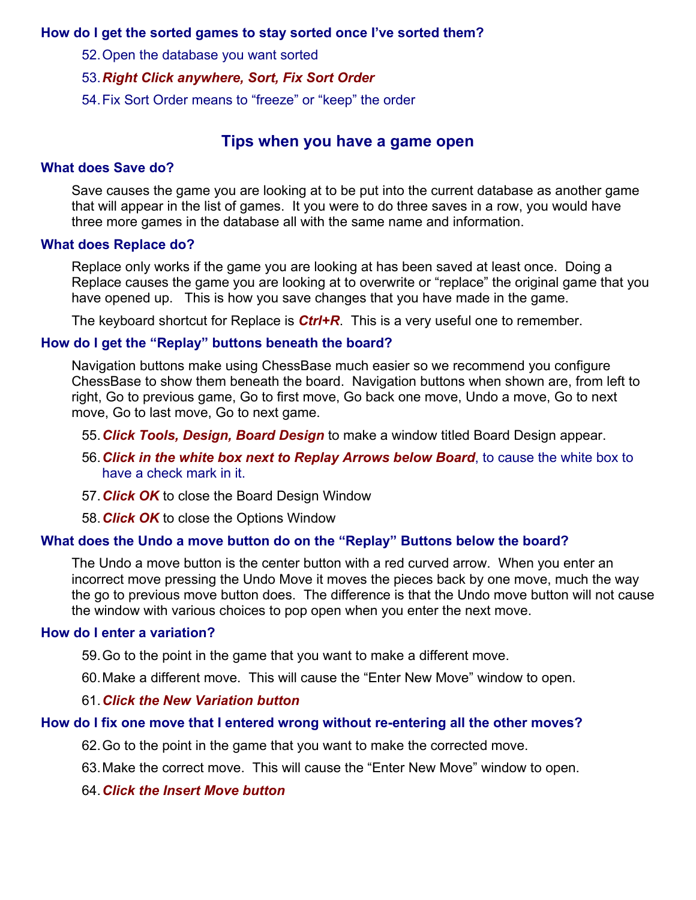### How do I get the sorted games to stay sorted once I've sorted them?

52. Open the database you want sorted
53. ***Right Click anywhere, Sort, Fix Sort Order***
54. Fix Sort Order means to "freeze" or "keep" the order

## Tips when you have a game open

### What does Save do?

Save causes the game you are looking at to be put into the current database as another game that will appear in the list of games. It you were to do three saves in a row, you would have three more games in the database all with the same name and information.

### What does Replace do?

Replace only works if the game you are looking at has been saved at least once. Doing a Replace causes the game you are looking at to overwrite or "replace" the original game that you have opened up. This is how you save changes that you have made in the game.

The keyboard shortcut for Replace is ***Ctrl+R***. This is a very useful one to remember.

### How do I get the "Replay" buttons beneath the board?

Navigation buttons make using ChessBase much easier so we recommend you configure ChessBase to show them beneath the board. Navigation buttons when shown are, from left to right, Go to previous game, Go to first move, Go back one move, Undo a move, Go to next move, Go to last move, Go to next game.

55. ***Click Tools, Design, Board Design*** to make a window titled Board Design appear.
56. ***Click in the white box next to Replay Arrows below Board***, to cause the white box to have a check mark in it.
57. ***Click OK*** to close the Board Design Window
58. ***Click OK*** to close the Options Window

### What does the Undo a move button do on the "Replay" Buttons below the board?

The Undo a move button is the center button with a red curved arrow. When you enter an incorrect move pressing the Undo Move it moves the pieces back by one move, much the way the go to previous move button does. The difference is that the Undo move button will not cause the window with various choices to pop open when you enter the next move.

### How do I enter a variation?

59. Go to the point in the game that you want to make a different move.
60. Make a different move. This will cause the "Enter New Move" window to open.
61. ***Click the New Variation button***

### How do I fix one move that I entered wrong without re-entering all the other moves?

62. Go to the point in the game that you want to make the corrected move.
63. Make the correct move. This will cause the "Enter New Move" window to open.
64. ***Click the Insert Move button***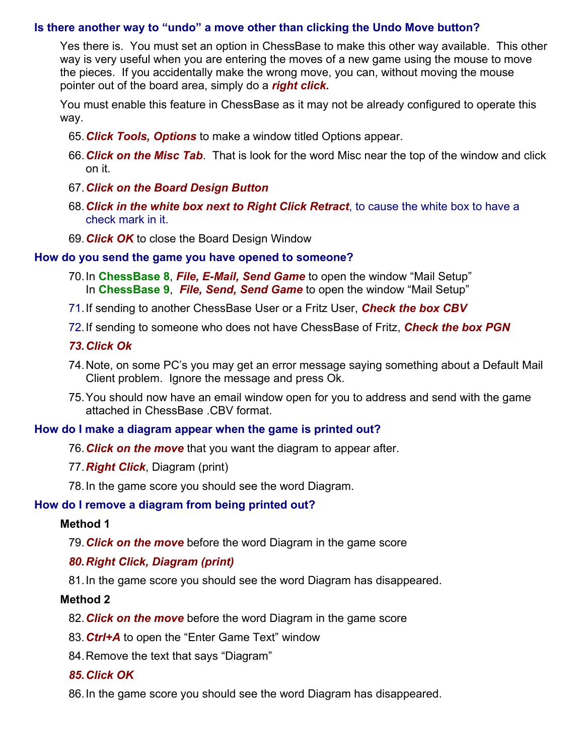### Is there another way to “undo” a move other than clicking the Undo Move button?

Yes there is. You must set an option in ChessBase to make this other way available. This other way is very useful when you are entering the moves of a new game using the mouse to move the pieces. If you accidentally make the wrong move, you can, without moving the mouse pointer out of the board area, simply do a ***right click.***

You must enable this feature in ChessBase as it may not be already configured to operate this way.

65. ***Click Tools, Options*** to make a window titled Options appear.
66. ***Click on the Misc Tab***. That is look for the word Misc near the top of the window and click on it.
67. ***Click on the Board Design Button***
68. ***Click in the white box next to Right Click Retract***, to cause the white box to have a check mark in it.
69. ***Click OK*** to close the Board Design Window

### How do you send the game you have opened to someone?

70. In **ChessBase 8**, ***File, E-Mail, Send Game*** to open the window “Mail Setup”
    In **ChessBase 9**, ***File, Send, Send Game*** to open the window “Mail Setup”
71. If sending to another ChessBase User or a Fritz User, ***Check the box CBV***
72. If sending to someone who does not have ChessBase of Fritz, ***Check the box PGN***
73. ***Click Ok***
74. Note, on some PC’s you may get an error message saying something about a Default Mail Client problem. Ignore the message and press Ok.
75. You should now have an email window open for you to address and send with the game attached in ChessBase .CBV format.

### How do I make a diagram appear when the game is printed out?

76. ***Click on the move*** that you want the diagram to appear after.
77. ***Right Click***, Diagram (print)
78. In the game score you should see the word Diagram.

### How do I remove a diagram from being printed out?

**Method 1**

79. ***Click on the move*** before the word Diagram in the game score
80. ***Right Click, Diagram (print)***
81. In the game score you should see the word Diagram has disappeared.

**Method 2**

82. ***Click on the move*** before the word Diagram in the game score
83. ***Ctrl+A*** to open the “Enter Game Text” window
84. Remove the text that says “Diagram”
85. ***Click OK***
86. In the game score you should see the word Diagram has disappeared.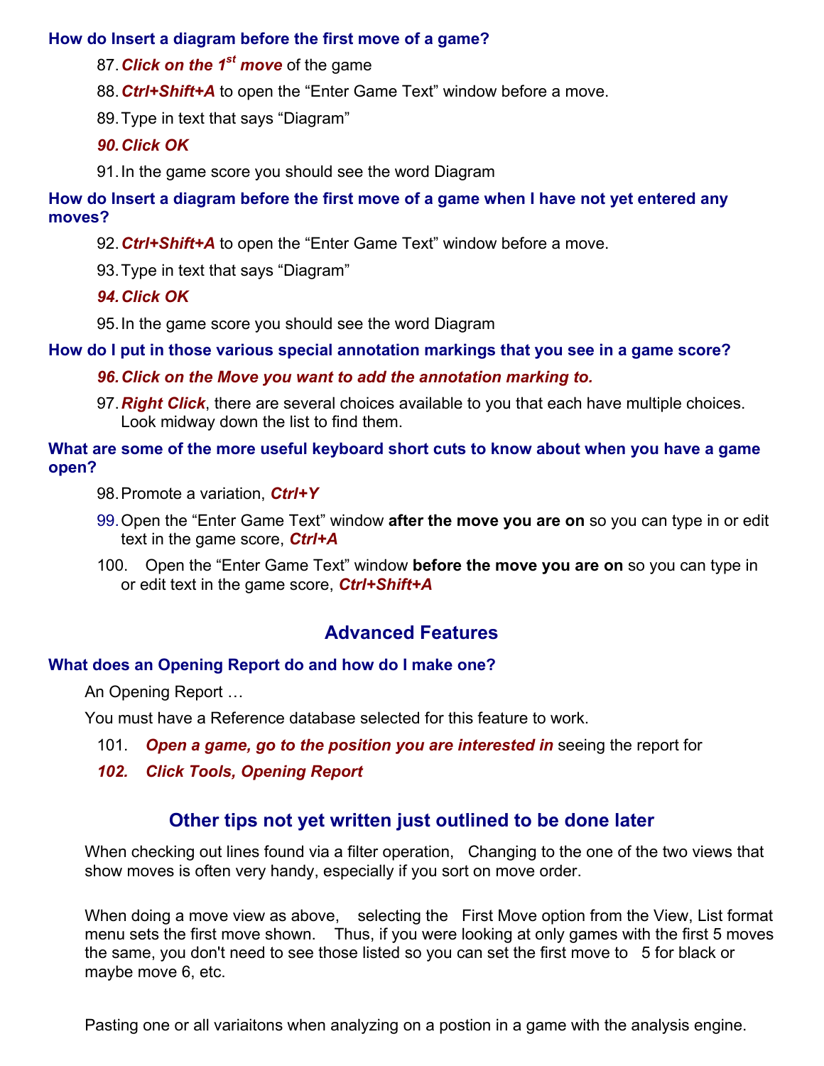### How do Insert a diagram before the first move of a game?

87. ***Click on the 1st move*** of the game
88. ***Ctrl+Shift+A*** to open the “Enter Game Text” window before a move.
89. Type in text that says “Diagram”
90. ***Click OK***
91. In the game score you should see the word Diagram

### How do Insert a diagram before the first move of a game when I have not yet entered any moves?

92. ***Ctrl+Shift+A*** to open the “Enter Game Text” window before a move.
93. Type in text that says “Diagram”
94. ***Click OK***
95. In the game score you should see the word Diagram

### How do I put in those various special annotation markings that you see in a game score?

96. ***Click on the Move you want to add the annotation marking to.***
97. ***Right Click***, there are several choices available to you that each have multiple choices. Look midway down the list to find them.

### What are some of the more useful keyboard short cuts to know about when you have a game open?

98. Promote a variation, ***Ctrl+Y***
99. Open the “Enter Game Text” window **after the move you are on** so you can type in or edit text in the game score, ***Ctrl+A***
100. Open the “Enter Game Text” window **before the move you are on** so you can type in or edit text in the game score, ***Ctrl+Shift+A***

## Advanced Features

### What does an Opening Report do and how do I make one?

An Opening Report …

You must have a Reference database selected for this feature to work.

101. ***Open a game, go to the position you are interested in*** seeing the report for
102. ***Click Tools, Opening Report***

## Other tips not yet written just outlined to be done later

When checking out lines found via a filter operation, Changing to the one of the two views that show moves is often very handy, especially if you sort on move order.

When doing a move view as above, selecting the First Move option from the View, List format menu sets the first move shown. Thus, if you were looking at only games with the first 5 moves the same, you don't need to see those listed so you can set the first move to 5 for black or maybe move 6, etc.

Pasting one or all variaitons when analyzing on a postion in a game with the analysis engine.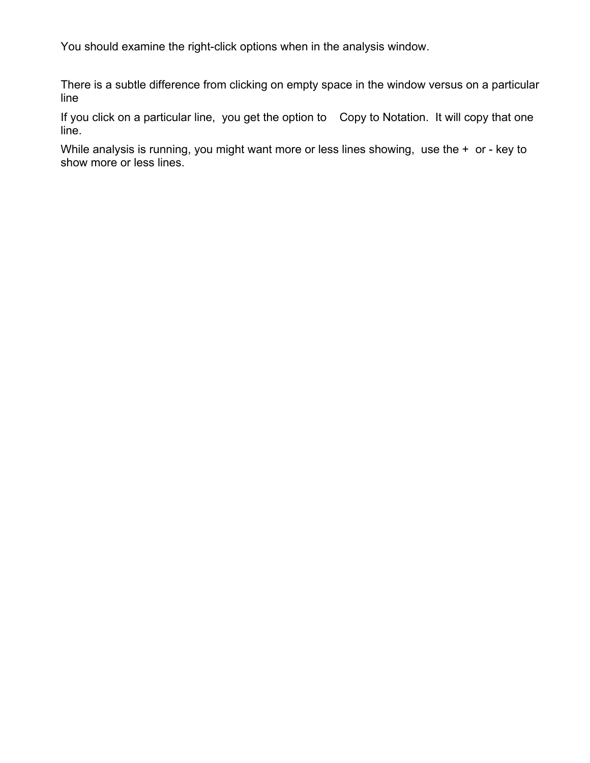You should examine the right-click options when in the analysis window.

There is a subtle difference from clicking on empty space in the window versus on a particular line

If you click on a particular line, you get the option to Copy to Notation. It will copy that one line.

While analysis is running, you might want more or less lines showing, use the + or - key to show more or less lines.